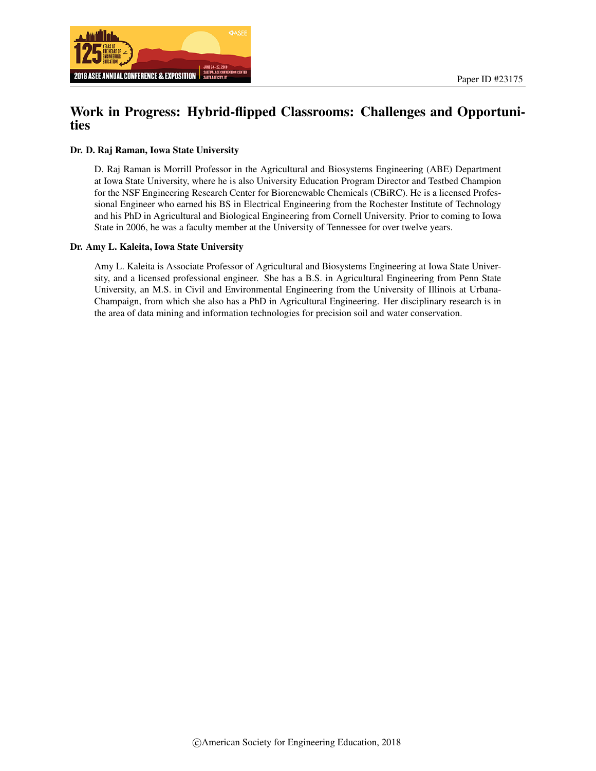Paper ID #23175

# Work in Progress: Hybrid-flipped Classrooms: Challenges and Opportunities

**Dr. D. Raj Raman, Iowa State University**

D. Raj Raman is Morrill Professor in the Agricultural and Biosystems Engineering (ABE) Department at Iowa State University, where he is also University Education Program Director and Testbed Champion for the NSF Engineering Research Center for Biorenewable Chemicals (CBiRC). He is a licensed Professional Engineer who earned his BS in Electrical Engineering from the Rochester Institute of Technology and his PhD in Agricultural and Biological Engineering from Cornell University. Prior to coming to Iowa State in 2006, he was a faculty member at the University of Tennessee for over twelve years.

**Dr. Amy L. Kaleita, Iowa State University**

Amy L. Kaleita is Associate Professor of Agricultural and Biosystems Engineering at Iowa State University, and a licensed professional engineer. She has a B.S. in Agricultural Engineering from Penn State University, an M.S. in Civil and Environmental Engineering from the University of Illinois at Urbana-Champaign, from which she also has a PhD in Agricultural Engineering. Her disciplinary research is in the area of data mining and information technologies for precision soil and water conservation.

©American Society for Engineering Education, 2018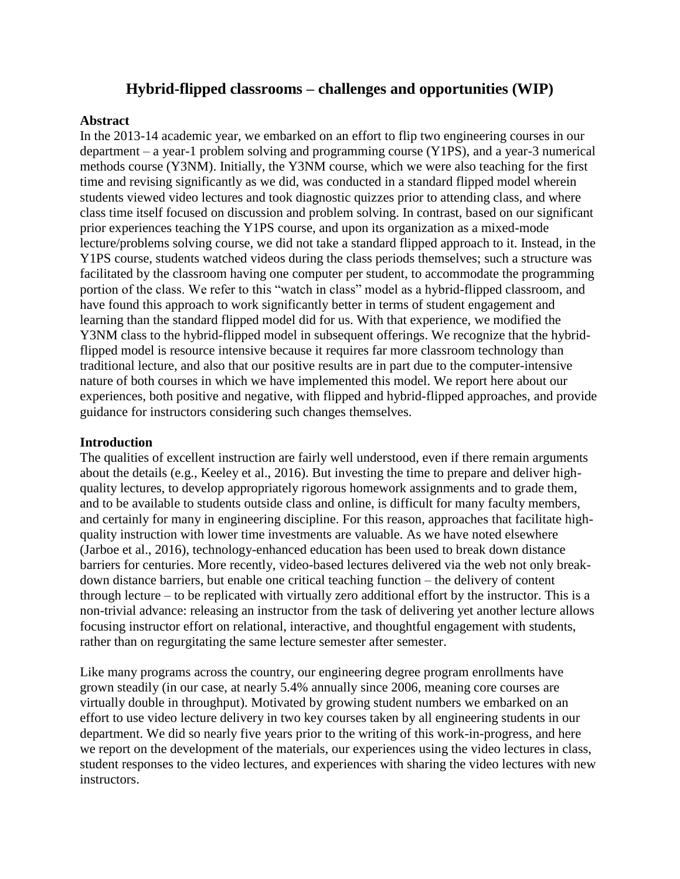# Hybrid-flipped classrooms – challenges and opportunities (WIP)

## Abstract

In the 2013-14 academic year, we embarked on an effort to flip two engineering courses in our department – a year-1 problem solving and programming course (Y1PS), and a year-3 numerical methods course (Y3NM). Initially, the Y3NM course, which we were also teaching for the first time and revising significantly as we did, was conducted in a standard flipped model wherein students viewed video lectures and took diagnostic quizzes prior to attending class, and where class time itself focused on discussion and problem solving. In contrast, based on our significant prior experiences teaching the Y1PS course, and upon its organization as a mixed-mode lecture/problems solving course, we did not take a standard flipped approach to it. Instead, in the Y1PS course, students watched videos during the class periods themselves; such a structure was facilitated by the classroom having one computer per student, to accommodate the programming portion of the class. We refer to this "watch in class" model as a hybrid-flipped classroom, and have found this approach to work significantly better in terms of student engagement and learning than the standard flipped model did for us. With that experience, we modified the Y3NM class to the hybrid-flipped model in subsequent offerings. We recognize that the hybrid-flipped model is resource intensive because it requires far more classroom technology than traditional lecture, and also that our positive results are in part due to the computer-intensive nature of both courses in which we have implemented this model. We report here about our experiences, both positive and negative, with flipped and hybrid-flipped approaches, and provide guidance for instructors considering such changes themselves.

## Introduction

The qualities of excellent instruction are fairly well understood, even if there remain arguments about the details (e.g., Keeley et al., 2016). But investing the time to prepare and deliver high-quality lectures, to develop appropriately rigorous homework assignments and to grade them, and to be available to students outside class and online, is difficult for many faculty members, and certainly for many in engineering discipline. For this reason, approaches that facilitate high-quality instruction with lower time investments are valuable. As we have noted elsewhere (Jarboe et al., 2016), technology-enhanced education has been used to break down distance barriers for centuries. More recently, video-based lectures delivered via the web not only break-down distance barriers, but enable one critical teaching function – the delivery of content through lecture – to be replicated with virtually zero additional effort by the instructor. This is a non-trivial advance: releasing an instructor from the task of delivering yet another lecture allows focusing instructor effort on relational, interactive, and thoughtful engagement with students, rather than on regurgitating the same lecture semester after semester.

Like many programs across the country, our engineering degree program enrollments have grown steadily (in our case, at nearly 5.4% annually since 2006, meaning core courses are virtually double in throughput). Motivated by growing student numbers we embarked on an effort to use video lecture delivery in two key courses taken by all engineering students in our department. We did so nearly five years prior to the writing of this work-in-progress, and here we report on the development of the materials, our experiences using the video lectures in class, student responses to the video lectures, and experiences with sharing the video lectures with new instructors.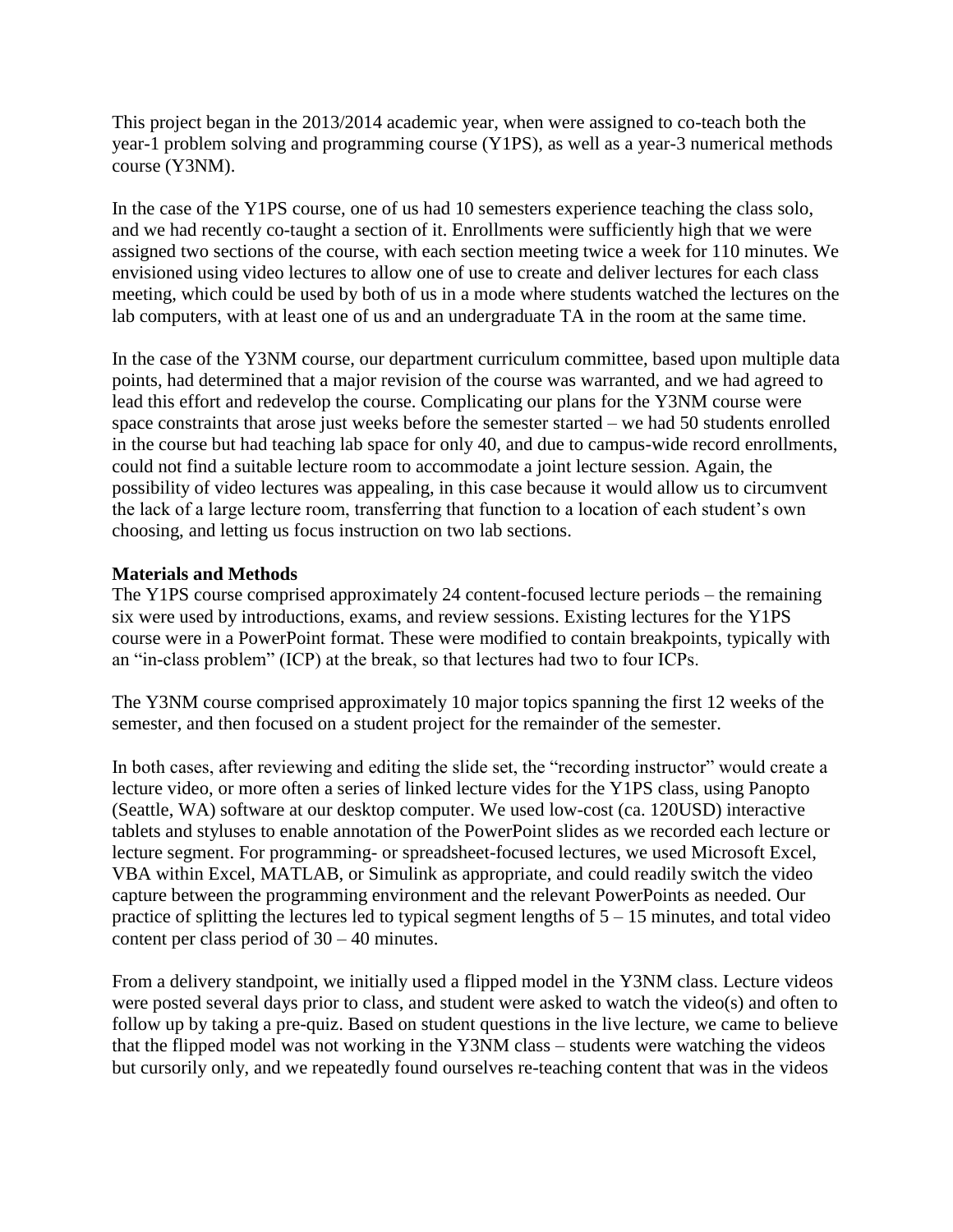This project began in the 2013/2014 academic year, when were assigned to co-teach both the year-1 problem solving and programming course (Y1PS), as well as a year-3 numerical methods course (Y3NM).

In the case of the Y1PS course, one of us had 10 semesters experience teaching the class solo, and we had recently co-taught a section of it. Enrollments were sufficiently high that we were assigned two sections of the course, with each section meeting twice a week for 110 minutes. We envisioned using video lectures to allow one of use to create and deliver lectures for each class meeting, which could be used by both of us in a mode where students watched the lectures on the lab computers, with at least one of us and an undergraduate TA in the room at the same time.

In the case of the Y3NM course, our department curriculum committee, based upon multiple data points, had determined that a major revision of the course was warranted, and we had agreed to lead this effort and redevelop the course. Complicating our plans for the Y3NM course were space constraints that arose just weeks before the semester started – we had 50 students enrolled in the course but had teaching lab space for only 40, and due to campus-wide record enrollments, could not find a suitable lecture room to accommodate a joint lecture session. Again, the possibility of video lectures was appealing, in this case because it would allow us to circumvent the lack of a large lecture room, transferring that function to a location of each student's own choosing, and letting us focus instruction on two lab sections.

**Materials and Methods**

The Y1PS course comprised approximately 24 content-focused lecture periods – the remaining six were used by introductions, exams, and review sessions. Existing lectures for the Y1PS course were in a PowerPoint format. These were modified to contain breakpoints, typically with an "in-class problem" (ICP) at the break, so that lectures had two to four ICPs.

The Y3NM course comprised approximately 10 major topics spanning the first 12 weeks of the semester, and then focused on a student project for the remainder of the semester.

In both cases, after reviewing and editing the slide set, the "recording instructor" would create a lecture video, or more often a series of linked lecture vides for the Y1PS class, using Panopto (Seattle, WA) software at our desktop computer. We used low-cost (ca. 120USD) interactive tablets and styluses to enable annotation of the PowerPoint slides as we recorded each lecture or lecture segment. For programming- or spreadsheet-focused lectures, we used Microsoft Excel, VBA within Excel, MATLAB, or Simulink as appropriate, and could readily switch the video capture between the programming environment and the relevant PowerPoints as needed. Our practice of splitting the lectures led to typical segment lengths of 5 – 15 minutes, and total video content per class period of 30 – 40 minutes.

From a delivery standpoint, we initially used a flipped model in the Y3NM class. Lecture videos were posted several days prior to class, and student were asked to watch the video(s) and often to follow up by taking a pre-quiz. Based on student questions in the live lecture, we came to believe that the flipped model was not working in the Y3NM class – students were watching the videos but cursorily only, and we repeatedly found ourselves re-teaching content that was in the videos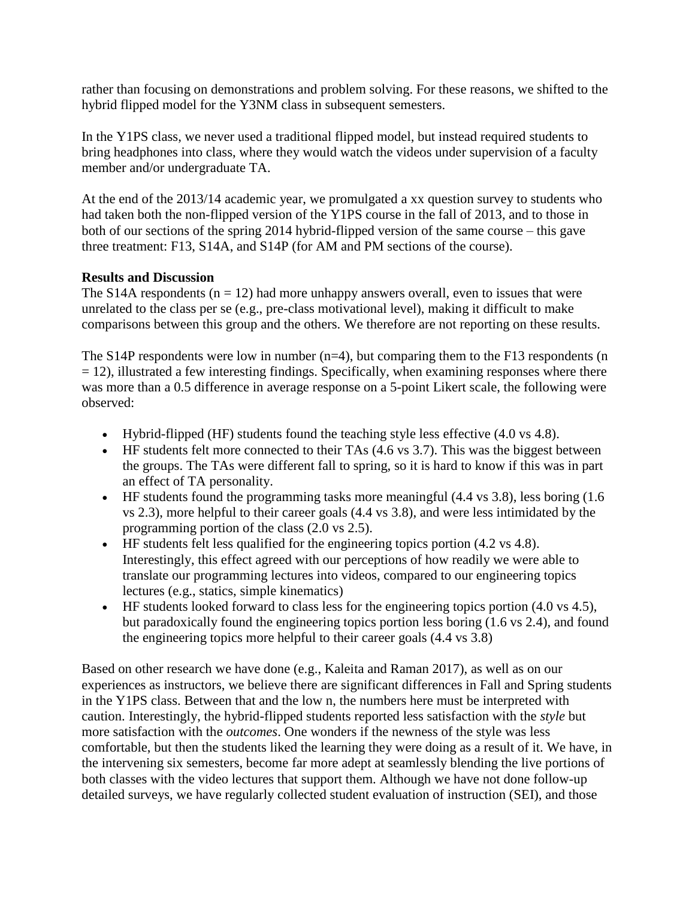rather than focusing on demonstrations and problem solving. For these reasons, we shifted to the hybrid flipped model for the Y3NM class in subsequent semesters.

In the Y1PS class, we never used a traditional flipped model, but instead required students to bring headphones into class, where they would watch the videos under supervision of a faculty member and/or undergraduate TA.

At the end of the 2013/14 academic year, we promulgated a xx question survey to students who had taken both the non-flipped version of the Y1PS course in the fall of 2013, and to those in both of our sections of the spring 2014 hybrid-flipped version of the same course – this gave three treatment: F13, S14A, and S14P (for AM and PM sections of the course).

**Results and Discussion**

The S14A respondents (n = 12) had more unhappy answers overall, even to issues that were unrelated to the class per se (e.g., pre-class motivational level), making it difficult to make comparisons between this group and the others. We therefore are not reporting on these results.

The S14P respondents were low in number (n=4), but comparing them to the F13 respondents (n = 12), illustrated a few interesting findings. Specifically, when examining responses where there was more than a 0.5 difference in average response on a 5-point Likert scale, the following were observed:

- Hybrid-flipped (HF) students found the teaching style less effective (4.0 vs 4.8).
- HF students felt more connected to their TAs (4.6 vs 3.7). This was the biggest between the groups. The TAs were different fall to spring, so it is hard to know if this was in part an effect of TA personality.
- HF students found the programming tasks more meaningful (4.4 vs 3.8), less boring (1.6 vs 2.3), more helpful to their career goals (4.4 vs 3.8), and were less intimidated by the programming portion of the class (2.0 vs 2.5).
- HF students felt less qualified for the engineering topics portion (4.2 vs 4.8). Interestingly, this effect agreed with our perceptions of how readily we were able to translate our programming lectures into videos, compared to our engineering topics lectures (e.g., statics, simple kinematics)
- HF students looked forward to class less for the engineering topics portion (4.0 vs 4.5), but paradoxically found the engineering topics portion less boring (1.6 vs 2.4), and found the engineering topics more helpful to their career goals (4.4 vs 3.8)

Based on other research we have done (e.g., Kaleita and Raman 2017), as well as on our experiences as instructors, we believe there are significant differences in Fall and Spring students in the Y1PS class. Between that and the low n, the numbers here must be interpreted with caution. Interestingly, the hybrid-flipped students reported less satisfaction with the *style* but more satisfaction with the *outcomes*. One wonders if the newness of the style was less comfortable, but then the students liked the learning they were doing as a result of it. We have, in the intervening six semesters, become far more adept at seamlessly blending the live portions of both classes with the video lectures that support them. Although we have not done follow-up detailed surveys, we have regularly collected student evaluation of instruction (SEI), and those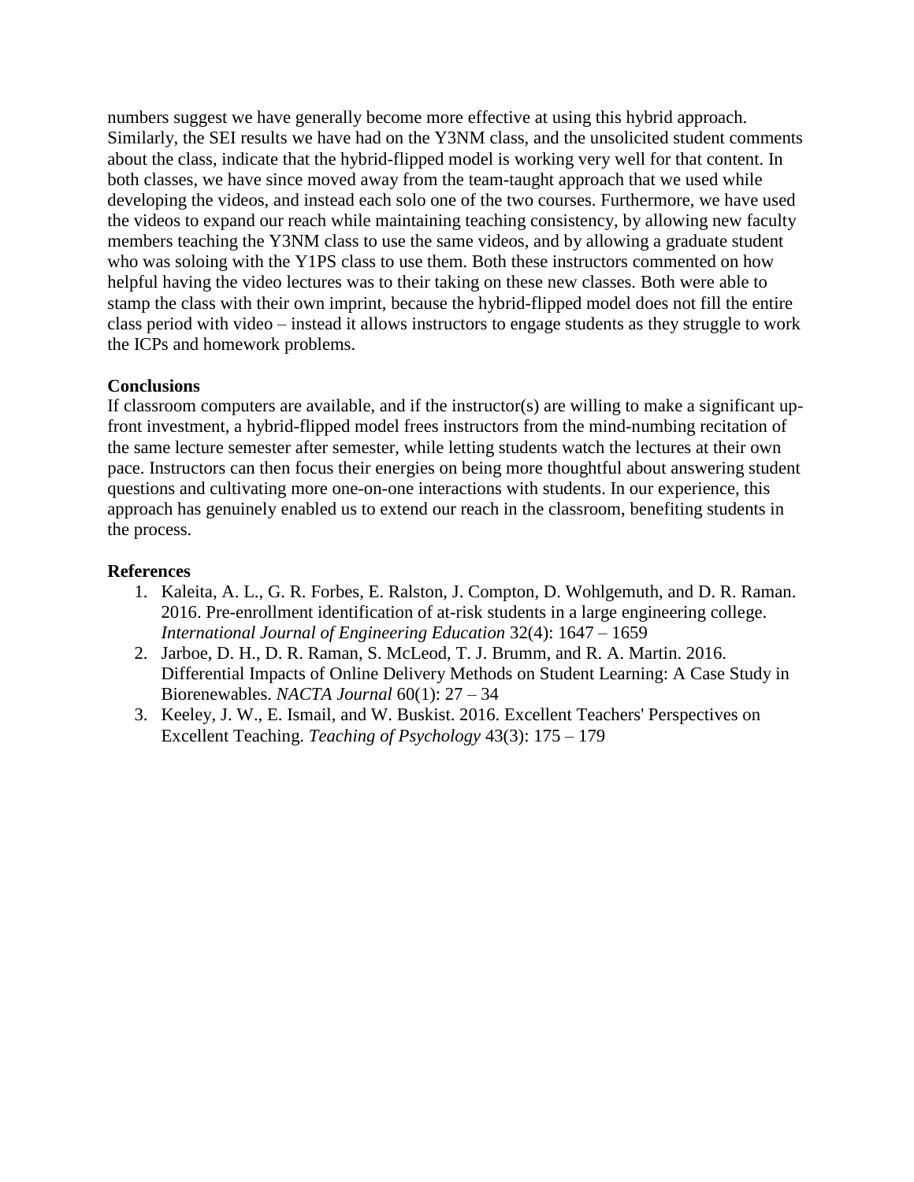numbers suggest we have generally become more effective at using this hybrid approach. Similarly, the SEI results we have had on the Y3NM class, and the unsolicited student comments about the class, indicate that the hybrid-flipped model is working very well for that content. In both classes, we have since moved away from the team-taught approach that we used while developing the videos, and instead each solo one of the two courses. Furthermore, we have used the videos to expand our reach while maintaining teaching consistency, by allowing new faculty members teaching the Y3NM class to use the same videos, and by allowing a graduate student who was soloing with the Y1PS class to use them. Both these instructors commented on how helpful having the video lectures was to their taking on these new classes. Both were able to stamp the class with their own imprint, because the hybrid-flipped model does not fill the entire class period with video – instead it allows instructors to engage students as they struggle to work the ICPs and homework problems.

## Conclusions

If classroom computers are available, and if the instructor(s) are willing to make a significant up-front investment, a hybrid-flipped model frees instructors from the mind-numbing recitation of the same lecture semester after semester, while letting students watch the lectures at their own pace. Instructors can then focus their energies on being more thoughtful about answering student questions and cultivating more one-on-one interactions with students. In our experience, this approach has genuinely enabled us to extend our reach in the classroom, benefiting students in the process.

## References

1. Kaleita, A. L., G. R. Forbes, E. Ralston, J. Compton, D. Wohlgemuth, and D. R. Raman. 2016. Pre-enrollment identification of at-risk students in a large engineering college. *International Journal of Engineering Education* 32(4): 1647 – 1659
2. Jarboe, D. H., D. R. Raman, S. McLeod, T. J. Brumm, and R. A. Martin. 2016. Differential Impacts of Online Delivery Methods on Student Learning: A Case Study in Biorenewables. *NACTA Journal* 60(1): 27 – 34
3. Keeley, J. W., E. Ismail, and W. Buskist. 2016. Excellent Teachers' Perspectives on Excellent Teaching. *Teaching of Psychology* 43(3): 175 – 179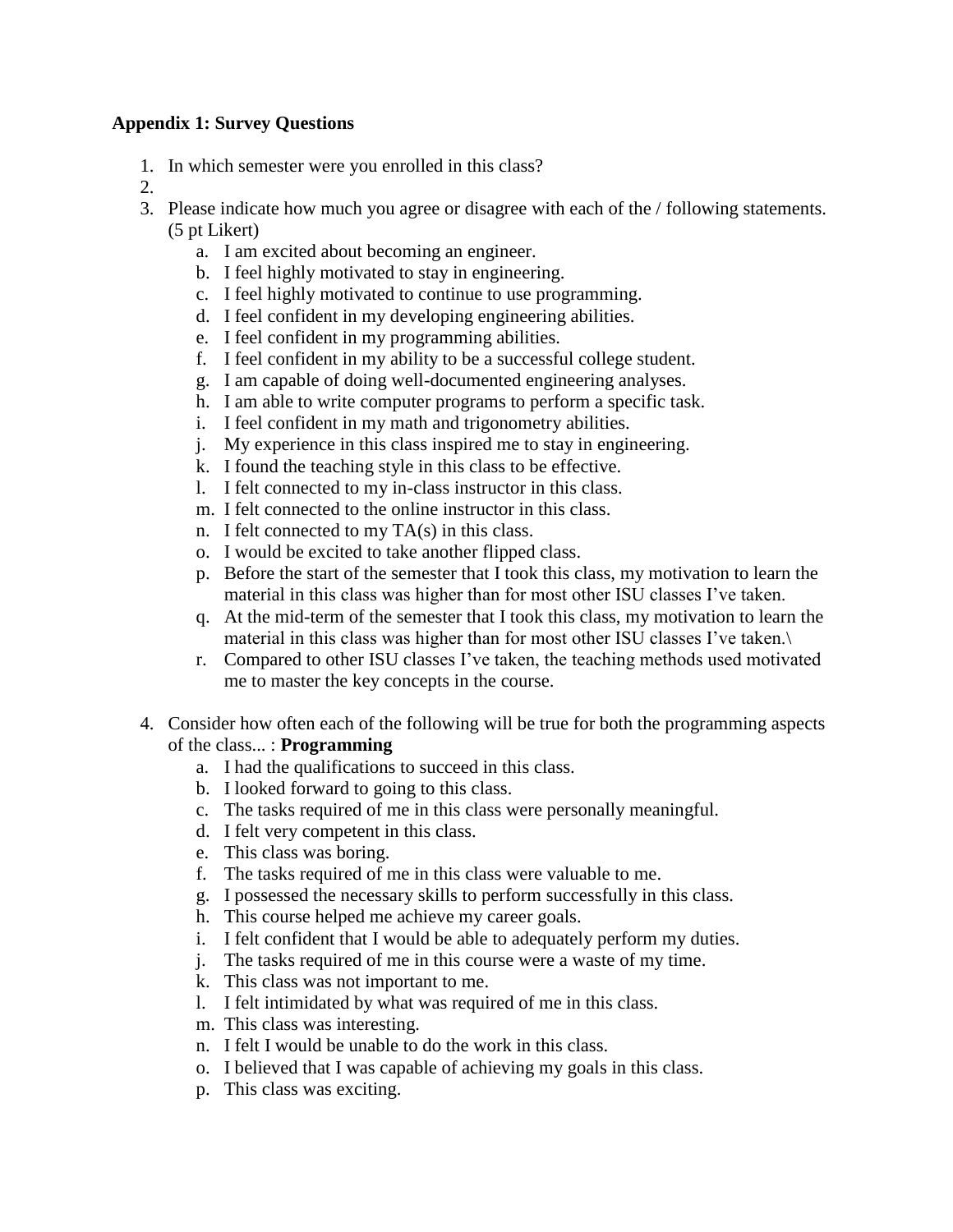**Appendix 1: Survey Questions**

1. In which semester were you enrolled in this class?
2. 
3. Please indicate how much you agree or disagree with each of the / following statements. (5 pt Likert)
    a. I am excited about becoming an engineer.
    b. I feel highly motivated to stay in engineering.
    c. I feel highly motivated to continue to use programming.
    d. I feel confident in my developing engineering abilities.
    e. I feel confident in my programming abilities.
    f. I feel confident in my ability to be a successful college student.
    g. I am capable of doing well-documented engineering analyses.
    h. I am able to write computer programs to perform a specific task.
    i. I feel confident in my math and trigonometry abilities.
    j. My experience in this class inspired me to stay in engineering.
    k. I found the teaching style in this class to be effective.
    l. I felt connected to my in-class instructor in this class.
    m. I felt connected to the online instructor in this class.
    n. I felt connected to my TA(s) in this class.
    o. I would be excited to take another flipped class.
    p. Before the start of the semester that I took this class, my motivation to learn the material in this class was higher than for most other ISU classes I've taken.
    q. At the mid-term of the semester that I took this class, my motivation to learn the material in this class was higher than for most other ISU classes I've taken.\
    r. Compared to other ISU classes I've taken, the teaching methods used motivated me to master the key concepts in the course.

4. Consider how often each of the following will be true for both the programming aspects of the class... : **Programming**
    a. I had the qualifications to succeed in this class.
    b. I looked forward to going to this class.
    c. The tasks required of me in this class were personally meaningful.
    d. I felt very competent in this class.
    e. This class was boring.
    f. The tasks required of me in this class were valuable to me.
    g. I possessed the necessary skills to perform successfully in this class.
    h. This course helped me achieve my career goals.
    i. I felt confident that I would be able to adequately perform my duties.
    j. The tasks required of me in this course were a waste of my time.
    k. This class was not important to me.
    l. I felt intimidated by what was required of me in this class.
    m. This class was interesting.
    n. I felt I would be unable to do the work in this class.
    o. I believed that I was capable of achieving my goals in this class.
    p. This class was exciting.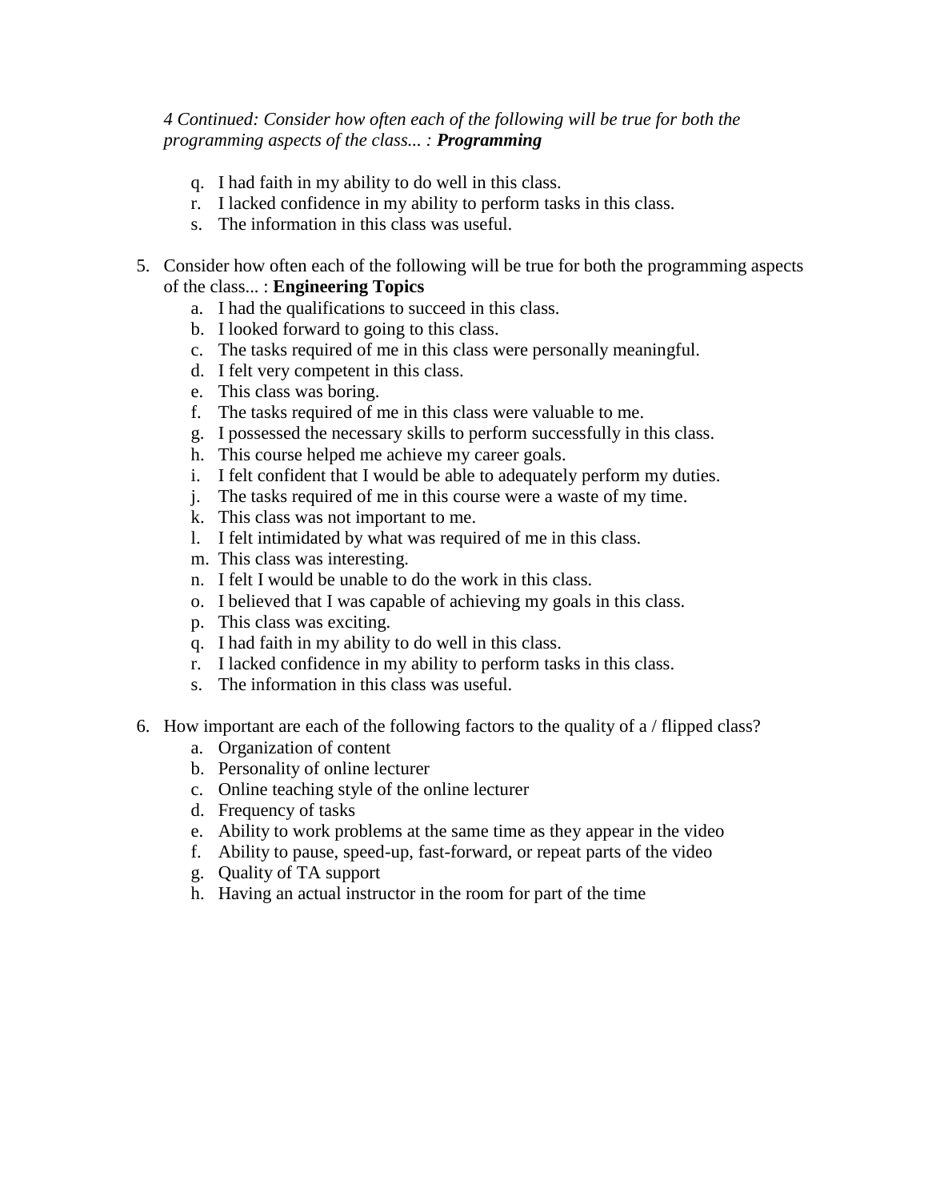*4 Continued: Consider how often each of the following will be true for both the programming aspects of the class... : **Programming***

q. I had faith in my ability to do well in this class.
r. I lacked confidence in my ability to perform tasks in this class.
s. The information in this class was useful.

5. Consider how often each of the following will be true for both the programming aspects of the class... : **Engineering Topics**
    a. I had the qualifications to succeed in this class.
    b. I looked forward to going to this class.
    c. The tasks required of me in this class were personally meaningful.
    d. I felt very competent in this class.
    e. This class was boring.
    f. The tasks required of me in this class were valuable to me.
    g. I possessed the necessary skills to perform successfully in this class.
    h. This course helped me achieve my career goals.
    i. I felt confident that I would be able to adequately perform my duties.
    j. The tasks required of me in this course were a waste of my time.
    k. This class was not important to me.
    l. I felt intimidated by what was required of me in this class.
    m. This class was interesting.
    n. I felt I would be unable to do the work in this class.
    o. I believed that I was capable of achieving my goals in this class.
    p. This class was exciting.
    q. I had faith in my ability to do well in this class.
    r. I lacked confidence in my ability to perform tasks in this class.
    s. The information in this class was useful.

6. How important are each of the following factors to the quality of a / flipped class?
    a. Organization of content
    b. Personality of online lecturer
    c. Online teaching style of the online lecturer
    d. Frequency of tasks
    e. Ability to work problems at the same time as they appear in the video
    f. Ability to pause, speed-up, fast-forward, or repeat parts of the video
    g. Quality of TA support
    h. Having an actual instructor in the room for part of the time